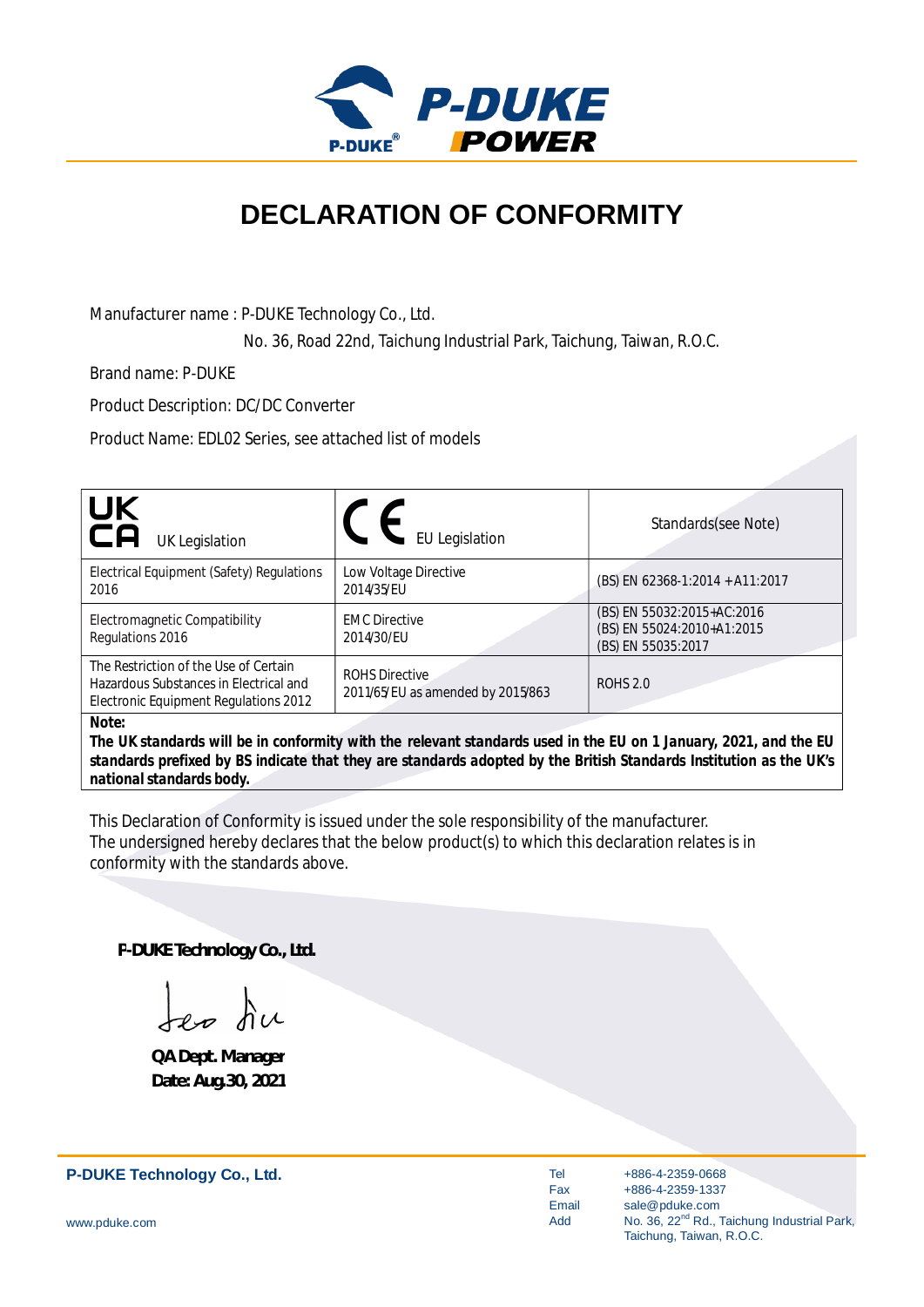# DECLARATION OF CONFORMITY

Manufacturer name : P-DUKE Technology Co., Ltd.

No. 36, Road 22nd, Taichung Industrial Park, Taichung, Taiwan, R.O.C.

Brand name: P-DUKE

Product Description: DC/DC Converter

Product Name: EDL02 Series, see attached list of models

| UK CA UK Legislation | CE EU Legislation | Standards(see Note) |
|---|---|---|
| Electrical Equipment (Safety) Regulations 2016 | Low Voltage Directive 2014/35/EU | (BS) EN 62368-1:2014 + A11:2017 |
| Electromagnetic Compatibility Regulations 2016 | EMC Directive 2014/30/EU | (BS) EN 55032:2015+AC:2016<br>(BS) EN 55024:2010+A1:2015<br>(BS) EN 55035:2017 |
| The Restriction of the Use of Certain Hazardous Substances in Electrical and Electronic Equipment Regulations 2012 | ROHS Directive 2011/65/EU as amended by 2015/863 | ROHS 2.0 |

**Note:**
***The UK standards will be in conformity with the relevant standards used in the EU on 1 January, 2021, and the EU standards prefixed by BS indicate that they are standards adopted by the British Standards Institution as the UK's national standards body.***

This Declaration of Conformity is issued under the sole responsibility of the manufacturer.
The undersigned hereby declares that the below product(s) to which this declaration relates is in conformity with the standards above.

**P-DUKE Technology Co., Ltd.**

**QA Dept. Manager**
**Date: Aug.30, 2021**

**P-DUKE Technology Co., Ltd.**

www.pduke.com

Tel +886-4-2359-0668
Fax +886-4-2359-1337
Email sale@pduke.com
Add No. 36, 22nd Rd., Taichung Industrial Park, Taichung, Taiwan, R.O.C.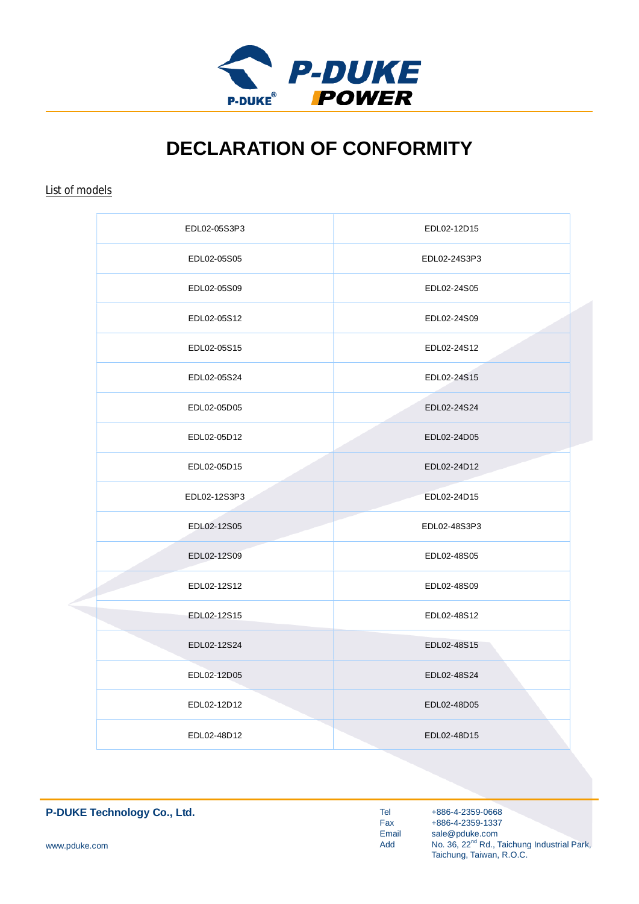# DECLARATION OF CONFORMITY

List of models

| | |
|---|---|
| EDL02-05S3P3 | EDL02-12D15 |
| EDL02-05S05 | EDL02-24S3P3 |
| EDL02-05S09 | EDL02-24S05 |
| EDL02-05S12 | EDL02-24S09 |
| EDL02-05S15 | EDL02-24S12 |
| EDL02-05S24 | EDL02-24S15 |
| EDL02-05D05 | EDL02-24S24 |
| EDL02-05D12 | EDL02-24D05 |
| EDL02-05D15 | EDL02-24D12 |
| EDL02-12S3P3 | EDL02-24D15 |
| EDL02-12S05 | EDL02-48S3P3 |
| EDL02-12S09 | EDL02-48S05 |
| EDL02-12S12 | EDL02-48S09 |
| EDL02-12S15 | EDL02-48S12 |
| EDL02-12S24 | EDL02-48S15 |
| EDL02-12D05 | EDL02-48S24 |
| EDL02-12D12 | EDL02-48D05 |
| EDL02-48D12 | EDL02-48D15 |

**P-DUKE Technology Co., Ltd.**

www.pduke.com

Tel +886-4-2359-0668
Fax +886-4-2359-1337
Email sale@pduke.com
Add No. 36, 22nd Rd., Taichung Industrial Park, Taichung, Taiwan, R.O.C.